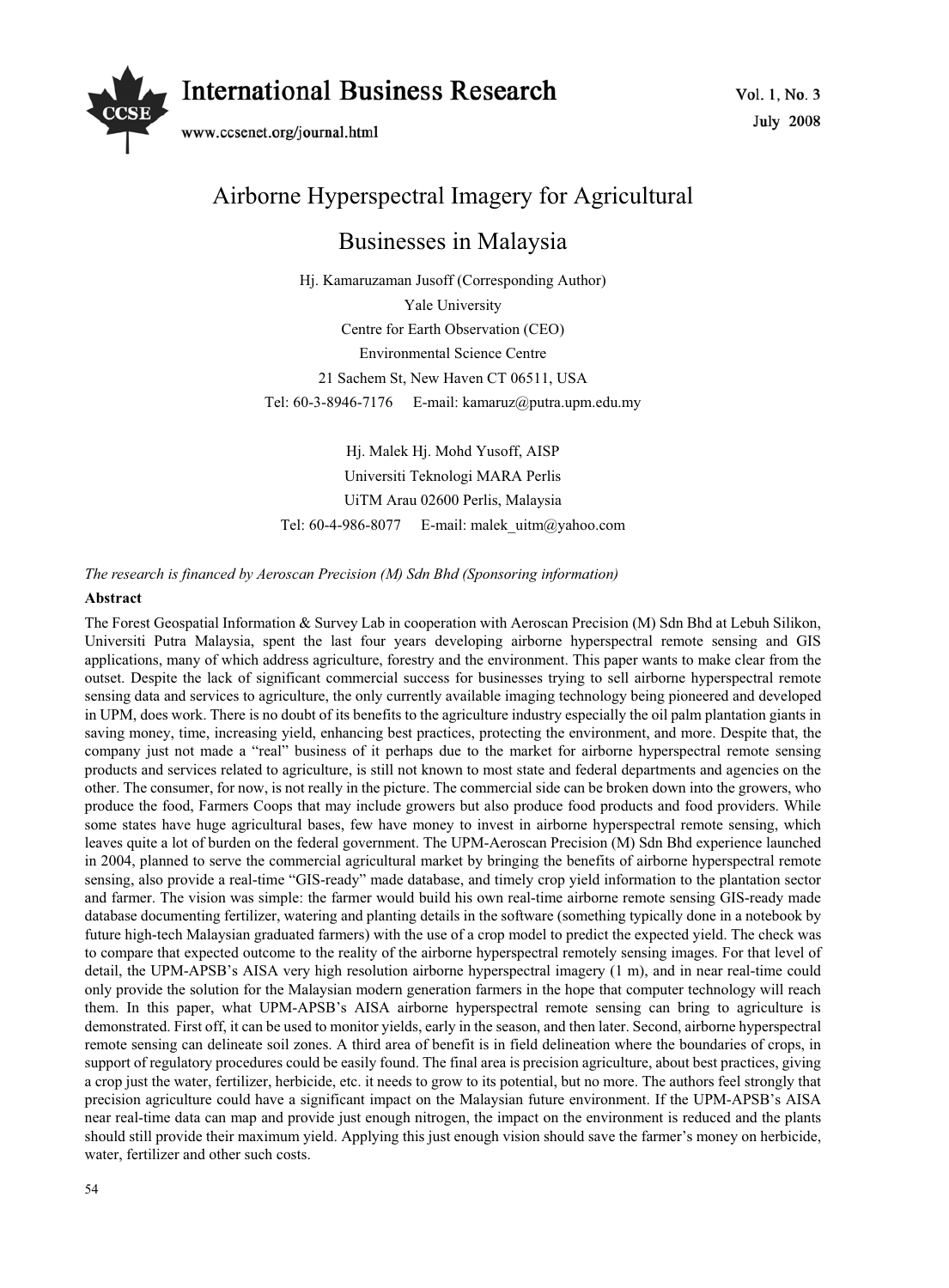# Airborne Hyperspectral Imagery for Agricultural Businesses in Malaysia

Hj. Kamaruzaman Jusoff (Corresponding Author)
Yale University
Centre for Earth Observation (CEO)
Environmental Science Centre
21 Sachem St, New Haven CT 06511, USA
Tel: 60-3-8946-7176 E-mail: kamaruz@putra.upm.edu.my

Hj. Malek Hj. Mohd Yusoff, AISP
Universiti Teknologi MARA Perlis
UiTM Arau 02600 Perlis, Malaysia
Tel: 60-4-986-8077 E-mail: malek_uitm@yahoo.com

*The research is financed by Aeroscan Precision (M) Sdn Bhd (Sponsoring information)*

**Abstract**

The Forest Geospatial Information & Survey Lab in cooperation with Aeroscan Precision (M) Sdn Bhd at Lebuh Silikon, Universiti Putra Malaysia, spent the last four years developing airborne hyperspectral remote sensing and GIS applications, many of which address agriculture, forestry and the environment. This paper wants to make clear from the outset. Despite the lack of significant commercial success for businesses trying to sell airborne hyperspectral remote sensing data and services to agriculture, the only currently available imaging technology being pioneered and developed in UPM, does work. There is no doubt of its benefits to the agriculture industry especially the oil palm plantation giants in saving money, time, increasing yield, enhancing best practices, protecting the environment, and more. Despite that, the company just not made a "real" business of it perhaps due to the market for airborne hyperspectral remote sensing products and services related to agriculture, is still not known to most state and federal departments and agencies on the other. The consumer, for now, is not really in the picture. The commercial side can be broken down into the growers, who produce the food, Farmers Coops that may include growers but also produce food products and food providers. While some states have huge agricultural bases, few have money to invest in airborne hyperspectral remote sensing, which leaves quite a lot of burden on the federal government. The UPM-Aeroscan Precision (M) Sdn Bhd experience launched in 2004, planned to serve the commercial agricultural market by bringing the benefits of airborne hyperspectral remote sensing, also provide a real-time "GIS-ready" made database, and timely crop yield information to the plantation sector and farmer. The vision was simple: the farmer would build his own real-time airborne remote sensing GIS-ready made database documenting fertilizer, watering and planting details in the software (something typically done in a notebook by future high-tech Malaysian graduated farmers) with the use of a crop model to predict the expected yield. The check was to compare that expected outcome to the reality of the airborne hyperspectral remotely sensing images. For that level of detail, the UPM-APSB's AISA very high resolution airborne hyperspectral imagery (1 m), and in near real-time could only provide the solution for the Malaysian modern generation farmers in the hope that computer technology will reach them. In this paper, what UPM-APSB's AISA airborne hyperspectral remote sensing can bring to agriculture is demonstrated. First off, it can be used to monitor yields, early in the season, and then later. Second, airborne hyperspectral remote sensing can delineate soil zones. A third area of benefit is in field delineation where the boundaries of crops, in support of regulatory procedures could be easily found. The final area is precision agriculture, about best practices, giving a crop just the water, fertilizer, herbicide, etc. it needs to grow to its potential, but no more. The authors feel strongly that precision agriculture could have a significant impact on the Malaysian future environment. If the UPM-APSB's AISA near real-time data can map and provide just enough nitrogen, the impact on the environment is reduced and the plants should still provide their maximum yield. Applying this just enough vision should save the farmer's money on herbicide, water, fertilizer and other such costs.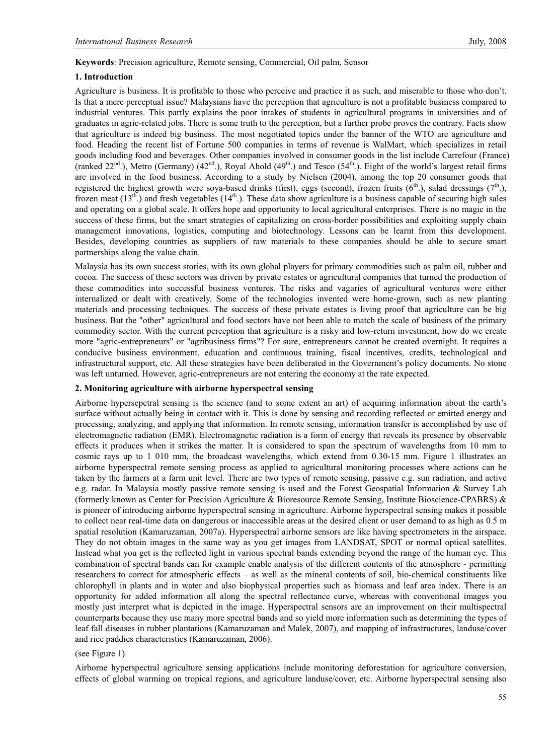**Keywords**: Precision agriculture, Remote sensing, Commercial, Oil palm, Sensor

## 1. Introduction

Agriculture is business. It is profitable to those who perceive and practice it as such, and miserable to those who don't. Is that a mere perceptual issue? Malaysians have the perception that agriculture is not a profitable business compared to industrial ventures. This partly explains the poor intakes of students in agricultural programs in universities and of graduates in agric-related jobs. There is some truth to the perception, but a further probe proves the contrary. Facts show that agriculture is indeed big business. The most negotiated topics under the banner of the WTO are agriculture and food. Heading the recent list of Fortune 500 companies in terms of revenue is WalMart, which specializes in retail goods including food and beverages. Other companies involved in consumer goods in the list include Carrefour (France) (ranked 22nd.), Metro (Germany) (42nd.), Royal Ahold (49th.) and Tesco (54th.). Eight of the world's largest retail firms are involved in the food business. According to a study by Nielsen (2004), among the top 20 consumer goods that registered the highest growth were soya-based drinks (first), eggs (second), frozen fruits (6th.), salad dressings (7th.), frozen meat (13th.) and fresh vegetables (14th.). These data show agriculture is a business capable of securing high sales and operating on a global scale. It offers hope and opportunity to local agricultural enterprises. There is no magic in the success of these firms, but the smart strategies of capitalizing on cross-border possibilities and exploiting supply chain management innovations, logistics, computing and biotechnology. Lessons can be learnt from this development. Besides, developing countries as suppliers of raw materials to these companies should be able to secure smart partnerships along the value chain.

Malaysia has its own success stories, with its own global players for primary commodities such as palm oil, rubber and cocoa. The success of these sectors was driven by private estates or agricultural companies that turned the production of these commodities into successful business ventures. The risks and vagaries of agricultural ventures were either internalized or dealt with creatively. Some of the technologies invented were home-grown, such as new planting materials and processing techniques. The success of these private estates is living proof that agriculture can be big business. But the "other" agricultural and food sectors have not been able to match the scale of business of the primary commodity sector. With the current perception that agriculture is a risky and low-return investment, how do we create more "agric-entrepreneurs" or "agribusiness firms"? For sure, entrepreneurs cannot be created overnight. It requires a conducive business environment, education and continuous training, fiscal incentives, credits, technological and infrastructural support, etc. All these strategies have been deliberated in the Government's policy documents. No stone was left unturned. However, agric-entrepreneurs are not entering the economy at the rate expected.

## 2. Monitoring agriculture with airborne hyperspectral sensing

Airborne hypersepctral sensing is the science (and to some extent an art) of acquiring information about the earth's surface without actually being in contact with it. This is done by sensing and recording reflected or emitted energy and processing, analyzing, and applying that information. In remote sensing, information transfer is accomplished by use of electromagnetic radiation (EMR). Electromagnetic radiation is a form of energy that reveals its presence by observable effects it produces when it strikes the matter. It is considered to span the spectrum of wavelengths from 10 mm to cosmic rays up to 1 010 mm, the broadcast wavelengths, which extend from 0.30-15 mm. Figure 1 illustrates an airborne hyperspectral remote sensing process as applied to agricultural monitoring processes where actions can be taken by the farmers at a farm unit level. There are two types of remote sensing, passive e.g. sun radiation, and active e.g. radar. In Malaysia mostly passive remote sensing is used and the Forest Geospatial Information & Survey Lab (formerly known as Center for Precision Agriculture & Bioresource Remote Sensing, Institute Bioscience-CPABRS) & is pioneer of introducing airborne hyperspectral sensing in agriculture. Airborne hyperspectral sensing makes it possible to collect near real-time data on dangerous or inaccessible areas at the desired client or user demand to as high as 0.5 m spatial resolution (Kamaruzaman, 2007a). Hyperspectral airborne sensors are like having spectrometers in the airspace. They do not obtain images in the same way as you get images from LANDSAT, SPOT or normal optical satellites. Instead what you get is the reflected light in various spectral bands extending beyond the range of the human eye. This combination of spectral bands can for example enable analysis of the different contents of the atmosphere - permitting researchers to correct for atmospheric effects – as well as the mineral contents of soil, bio-chemical constituents like chlorophyll in plants and in water and also biophysical properties such as biomass and leaf area index. There is an opportunity for added information all along the spectral reflectance curve, whereas with conventional images you mostly just interpret what is depicted in the image. Hyperspectral sensors are an improvement on their multispectral counterparts because they use many more spectral bands and so yield more information such as determining the types of leaf fall diseases in rubber plantations (Kamaruzaman and Malek, 2007), and mapping of infrastructures, landuse/cover and rice paddies characteristics (Kamaruzaman, 2006).

(see Figure 1)

Airborne hyperspectral agriculture sensing applications include monitoring deforestation for agriculture conversion, effects of global warming on tropical regions, and agriculture landuse/cover, etc. Airborne hyperspectral sensing also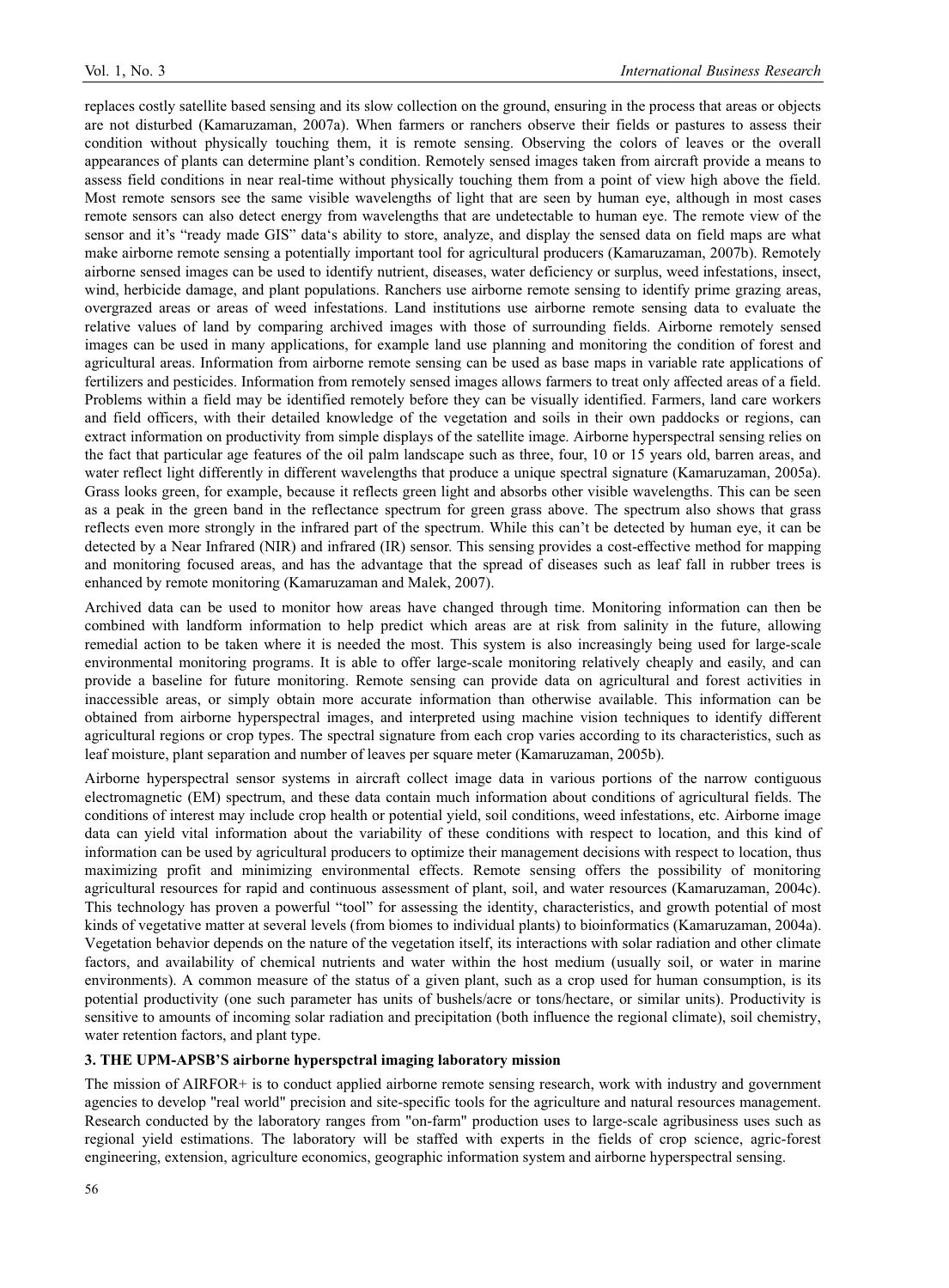replaces costly satellite based sensing and its slow collection on the ground, ensuring in the process that areas or objects are not disturbed (Kamaruzaman, 2007a). When farmers or ranchers observe their fields or pastures to assess their condition without physically touching them, it is remote sensing. Observing the colors of leaves or the overall appearances of plants can determine plant's condition. Remotely sensed images taken from aircraft provide a means to assess field conditions in near real-time without physically touching them from a point of view high above the field. Most remote sensors see the same visible wavelengths of light that are seen by human eye, although in most cases remote sensors can also detect energy from wavelengths that are undetectable to human eye. The remote view of the sensor and it's "ready made GIS" data's ability to store, analyze, and display the sensed data on field maps are what make airborne remote sensing a potentially important tool for agricultural producers (Kamaruzaman, 2007b). Remotely airborne sensed images can be used to identify nutrient, diseases, water deficiency or surplus, weed infestations, insect, wind, herbicide damage, and plant populations. Ranchers use airborne remote sensing to identify prime grazing areas, overgrazed areas or areas of weed infestations. Land institutions use airborne remote sensing data to evaluate the relative values of land by comparing archived images with those of surrounding fields. Airborne remotely sensed images can be used in many applications, for example land use planning and monitoring the condition of forest and agricultural areas. Information from airborne remote sensing can be used as base maps in variable rate applications of fertilizers and pesticides. Information from remotely sensed images allows farmers to treat only affected areas of a field. Problems within a field may be identified remotely before they can be visually identified. Farmers, land care workers and field officers, with their detailed knowledge of the vegetation and soils in their own paddocks or regions, can extract information on productivity from simple displays of the satellite image. Airborne hyperspectral sensing relies on the fact that particular age features of the oil palm landscape such as three, four, 10 or 15 years old, barren areas, and water reflect light differently in different wavelengths that produce a unique spectral signature (Kamaruzaman, 2005a). Grass looks green, for example, because it reflects green light and absorbs other visible wavelengths. This can be seen as a peak in the green band in the reflectance spectrum for green grass above. The spectrum also shows that grass reflects even more strongly in the infrared part of the spectrum. While this can't be detected by human eye, it can be detected by a Near Infrared (NIR) and infrared (IR) sensor. This sensing provides a cost-effective method for mapping and monitoring focused areas, and has the advantage that the spread of diseases such as leaf fall in rubber trees is enhanced by remote monitoring (Kamaruzaman and Malek, 2007).

Archived data can be used to monitor how areas have changed through time. Monitoring information can then be combined with landform information to help predict which areas are at risk from salinity in the future, allowing remedial action to be taken where it is needed the most. This system is also increasingly being used for large-scale environmental monitoring programs. It is able to offer large-scale monitoring relatively cheaply and easily, and can provide a baseline for future monitoring. Remote sensing can provide data on agricultural and forest activities in inaccessible areas, or simply obtain more accurate information than otherwise available. This information can be obtained from airborne hyperspectral images, and interpreted using machine vision techniques to identify different agricultural regions or crop types. The spectral signature from each crop varies according to its characteristics, such as leaf moisture, plant separation and number of leaves per square meter (Kamaruzaman, 2005b).

Airborne hyperspectral sensor systems in aircraft collect image data in various portions of the narrow contiguous electromagnetic (EM) spectrum, and these data contain much information about conditions of agricultural fields. The conditions of interest may include crop health or potential yield, soil conditions, weed infestations, etc. Airborne image data can yield vital information about the variability of these conditions with respect to location, and this kind of information can be used by agricultural producers to optimize their management decisions with respect to location, thus maximizing profit and minimizing environmental effects. Remote sensing offers the possibility of monitoring agricultural resources for rapid and continuous assessment of plant, soil, and water resources (Kamaruzaman, 2004c). This technology has proven a powerful "tool" for assessing the identity, characteristics, and growth potential of most kinds of vegetative matter at several levels (from biomes to individual plants) to bioinformatics (Kamaruzaman, 2004a). Vegetation behavior depends on the nature of the vegetation itself, its interactions with solar radiation and other climate factors, and availability of chemical nutrients and water within the host medium (usually soil, or water in marine environments). A common measure of the status of a given plant, such as a crop used for human consumption, is its potential productivity (one such parameter has units of bushels/acre or tons/hectare, or similar units). Productivity is sensitive to amounts of incoming solar radiation and precipitation (both influence the regional climate), soil chemistry, water retention factors, and plant type.

## 3. THE UPM-APSB'S airborne hyperspctral imaging laboratory mission

The mission of AIRFOR+ is to conduct applied airborne remote sensing research, work with industry and government agencies to develop "real world" precision and site-specific tools for the agriculture and natural resources management. Research conducted by the laboratory ranges from "on-farm" production uses to large-scale agribusiness uses such as regional yield estimations. The laboratory will be staffed with experts in the fields of crop science, agric-forest engineering, extension, agriculture economics, geographic information system and airborne hyperspectral sensing.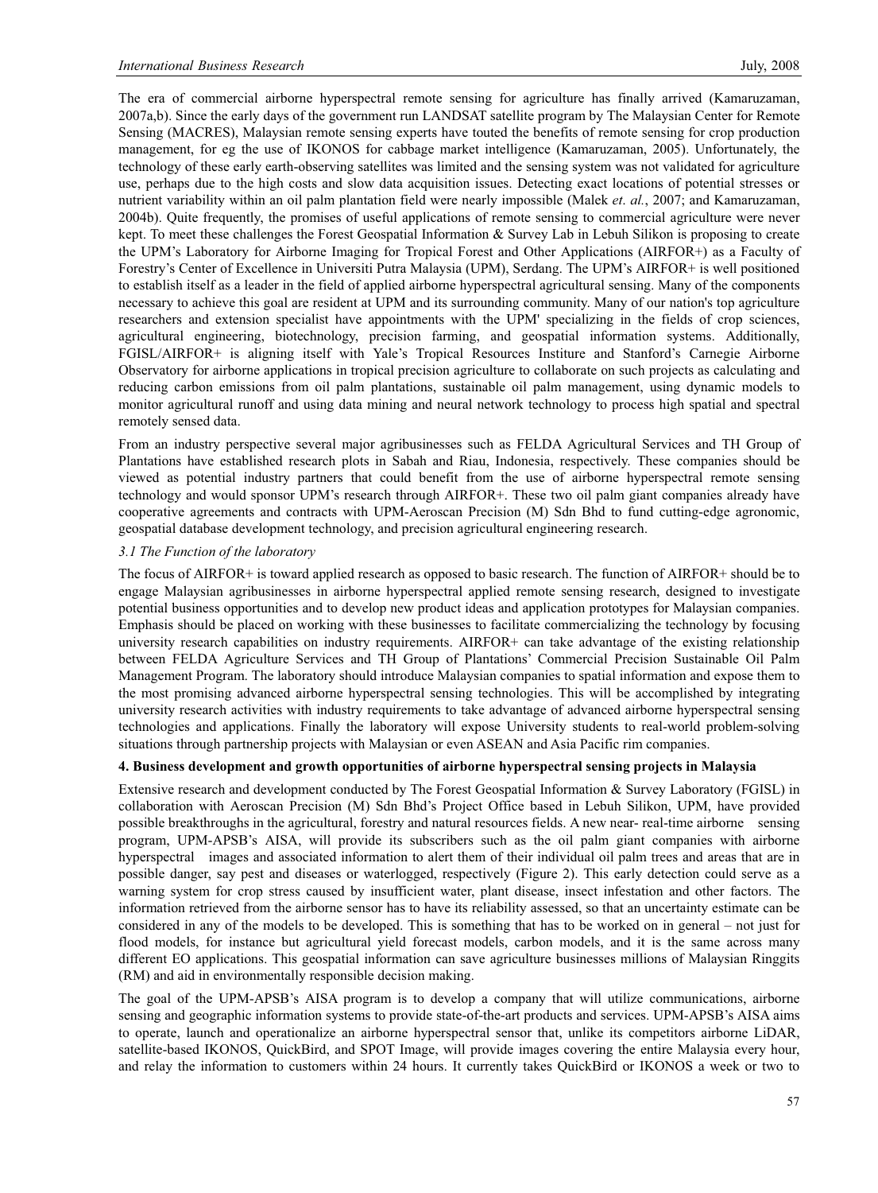The era of commercial airborne hyperspectral remote sensing for agriculture has finally arrived (Kamaruzaman, 2007a,b). Since the early days of the government run LANDSAT satellite program by The Malaysian Center for Remote Sensing (MACRES), Malaysian remote sensing experts have touted the benefits of remote sensing for crop production management, for eg the use of IKONOS for cabbage market intelligence (Kamaruzaman, 2005). Unfortunately, the technology of these early earth-observing satellites was limited and the sensing system was not validated for agriculture use, perhaps due to the high costs and slow data acquisition issues. Detecting exact locations of potential stresses or nutrient variability within an oil palm plantation field were nearly impossible (Malek *et. al.*, 2007; and Kamaruzaman, 2004b). Quite frequently, the promises of useful applications of remote sensing to commercial agriculture were never kept. To meet these challenges the Forest Geospatial Information & Survey Lab in Lebuh Silikon is proposing to create the UPM's Laboratory for Airborne Imaging for Tropical Forest and Other Applications (AIRFOR+) as a Faculty of Forestry's Center of Excellence in Universiti Putra Malaysia (UPM), Serdang. The UPM's AIRFOR+ is well positioned to establish itself as a leader in the field of applied airborne hyperspectral agricultural sensing. Many of the components necessary to achieve this goal are resident at UPM and its surrounding community. Many of our nation's top agriculture researchers and extension specialist have appointments with the UPM' specializing in the fields of crop sciences, agricultural engineering, biotechnology, precision farming, and geospatial information systems. Additionally, FGISL/AIRFOR+ is aligning itself with Yale's Tropical Resources Institute and Stanford's Carnegie Airborne Observatory for airborne applications in tropical precision agriculture to collaborate on such projects as calculating and reducing carbon emissions from oil palm plantations, sustainable oil palm management, using dynamic models to monitor agricultural runoff and using data mining and neural network technology to process high spatial and spectral remotely sensed data.

From an industry perspective several major agribusinesses such as FELDA Agricultural Services and TH Group of Plantations have established research plots in Sabah and Riau, Indonesia, respectively. These companies should be viewed as potential industry partners that could benefit from the use of airborne hyperspectral remote sensing technology and would sponsor UPM's research through AIRFOR+. These two oil palm giant companies already have cooperative agreements and contracts with UPM-Aeroscan Precision (M) Sdn Bhd to fund cutting-edge agronomic, geospatial database development technology, and precision agricultural engineering research.

### *3.1 The Function of the laboratory*

The focus of AIRFOR+ is toward applied research as opposed to basic research. The function of AIRFOR+ should be to engage Malaysian agribusinesses in airborne hyperspectral applied remote sensing research, designed to investigate potential business opportunities and to develop new product ideas and application prototypes for Malaysian companies. Emphasis should be placed on working with these businesses to facilitate commercializing the technology by focusing university research capabilities on industry requirements. AIRFOR+ can take advantage of the existing relationship between FELDA Agriculture Services and TH Group of Plantations' Commercial Precision Sustainable Oil Palm Management Program. The laboratory should introduce Malaysian companies to spatial information and expose them to the most promising advanced airborne hyperspectral sensing technologies. This will be accomplished by integrating university research activities with industry requirements to take advantage of advanced airborne hyperspectral sensing technologies and applications. Finally the laboratory will expose University students to real-world problem-solving situations through partnership projects with Malaysian or even ASEAN and Asia Pacific rim companies.

## **4. Business development and growth opportunities of airborne hyperspectral sensing projects in Malaysia**

Extensive research and development conducted by The Forest Geospatial Information & Survey Laboratory (FGISL) in collaboration with Aeroscan Precision (M) Sdn Bhd's Project Office based in Lebuh Silikon, UPM, have provided possible breakthroughs in the agricultural, forestry and natural resources fields. A new near- real-time airborne sensing program, UPM-APSB's AISA, will provide its subscribers such as the oil palm giant companies with airborne hyperspectral images and associated information to alert them of their individual oil palm trees and areas that are in possible danger, say pest and diseases or waterlogged, respectively (Figure 2). This early detection could serve as a warning system for crop stress caused by insufficient water, plant disease, insect infestation and other factors. The information retrieved from the airborne sensor has to have its reliability assessed, so that an uncertainty estimate can be considered in any of the models to be developed. This is something that has to be worked on in general – not just for flood models, for instance but agricultural yield forecast models, carbon models, and it is the same across many different EO applications. This geospatial information can save agriculture businesses millions of Malaysian Ringgits (RM) and aid in environmentally responsible decision making.

The goal of the UPM-APSB's AISA program is to develop a company that will utilize communications, airborne sensing and geographic information systems to provide state-of-the-art products and services. UPM-APSB's AISA aims to operate, launch and operationalize an airborne hyperspectral sensor that, unlike its competitors airborne LiDAR, satellite-based IKONOS, QuickBird, and SPOT Image, will provide images covering the entire Malaysia every hour, and relay the information to customers within 24 hours. It currently takes QuickBird or IKONOS a week or two to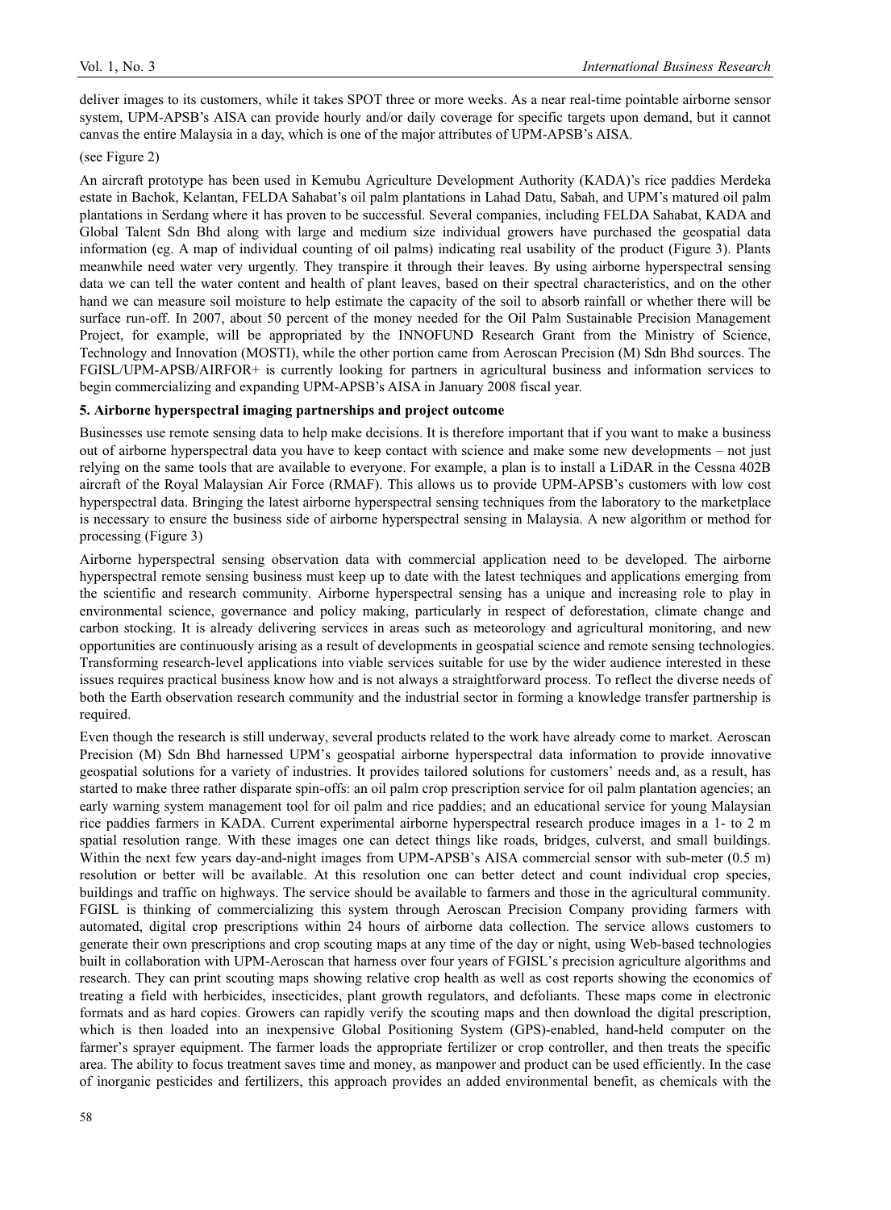deliver images to its customers, while it takes SPOT three or more weeks. As a near real-time pointable airborne sensor system, UPM-APSB's AISA can provide hourly and/or daily coverage for specific targets upon demand, but it cannot canvas the entire Malaysia in a day, which is one of the major attributes of UPM-APSB's AISA.

(see Figure 2)

An aircraft prototype has been used in Kemubu Agriculture Development Authority (KADA)'s rice paddies Merdeka estate in Bachok, Kelantan, FELDA Sahabat's oil palm plantations in Lahad Datu, Sabah, and UPM's matured oil palm plantations in Serdang where it has proven to be successful. Several companies, including FELDA Sahabat, KADA and Global Talent Sdn Bhd along with large and medium size individual growers have purchased the geospatial data information (eg. A map of individual counting of oil palms) indicating real usability of the product (Figure 3). Plants meanwhile need water very urgently. They transpire it through their leaves. By using airborne hyperspectral sensing data we can tell the water content and health of plant leaves, based on their spectral characteristics, and on the other hand we can measure soil moisture to help estimate the capacity of the soil to absorb rainfall or whether there will be surface run-off. In 2007, about 50 percent of the money needed for the Oil Palm Sustainable Precision Management Project, for example, will be appropriated by the INNOFUND Research Grant from the Ministry of Science, Technology and Innovation (MOSTI), while the other portion came from Aeroscan Precision (M) Sdn Bhd sources. The FGISL/UPM-APSB/AIRFOR+ is currently looking for partners in agricultural business and information services to begin commercializing and expanding UPM-APSB's AISA in January 2008 fiscal year.

**5. Airborne hyperspectral imaging partnerships and project outcome**

Businesses use remote sensing data to help make decisions. It is therefore important that if you want to make a business out of airborne hyperspectral data you have to keep contact with science and make some new developments – not just relying on the same tools that are available to everyone. For example, a plan is to install a LiDAR in the Cessna 402B aircraft of the Royal Malaysian Air Force (RMAF). This allows us to provide UPM-APSB's customers with low cost hyperspectral data. Bringing the latest airborne hyperspectral sensing techniques from the laboratory to the marketplace is necessary to ensure the business side of airborne hyperspectral sensing in Malaysia. A new algorithm or method for processing (Figure 3)

Airborne hyperspectral sensing observation data with commercial application need to be developed. The airborne hyperspectral remote sensing business must keep up to date with the latest techniques and applications emerging from the scientific and research community. Airborne hyperspectral sensing has a unique and increasing role to play in environmental science, governance and policy making, particularly in respect of deforestation, climate change and carbon stocking. It is already delivering services in areas such as meteorology and agricultural monitoring, and new opportunities are continuously arising as a result of developments in geospatial science and remote sensing technologies. Transforming research-level applications into viable services suitable for use by the wider audience interested in these issues requires practical business know how and is not always a straightforward process. To reflect the diverse needs of both the Earth observation research community and the industrial sector in forming a knowledge transfer partnership is required.

Even though the research is still underway, several products related to the work have already come to market. Aeroscan Precision (M) Sdn Bhd harnessed UPM's geospatial airborne hyperspectral data information to provide innovative geospatial solutions for a variety of industries. It provides tailored solutions for customers' needs and, as a result, has started to make three rather disparate spin-offs: an oil palm crop prescription service for oil palm plantation agencies; an early warning system management tool for oil palm and rice paddies; and an educational service for young Malaysian rice paddies farmers in KADA. Current experimental airborne hyperspectral research produce images in a 1- to 2 m spatial resolution range. With these images one can detect things like roads, bridges, culverst, and small buildings. Within the next few years day-and-night images from UPM-APSB's AISA commercial sensor with sub-meter (0.5 m) resolution or better will be available. At this resolution one can better detect and count individual crop species, buildings and traffic on highways. The service should be available to farmers and those in the agricultural community. FGISL is thinking of commercializing this system through Aeroscan Precision Company providing farmers with automated, digital crop prescriptions within 24 hours of airborne data collection. The service allows customers to generate their own prescriptions and crop scouting maps at any time of the day or night, using Web-based technologies built in collaboration with UPM-Aeroscan that harness over four years of FGISL's precision agriculture algorithms and research. They can print scouting maps showing relative crop health as well as cost reports showing the economics of treating a field with herbicides, insecticides, plant growth regulators, and defoliants. These maps come in electronic formats and as hard copies. Growers can rapidly verify the scouting maps and then download the digital prescription, which is then loaded into an inexpensive Global Positioning System (GPS)-enabled, hand-held computer on the farmer's sprayer equipment. The farmer loads the appropriate fertilizer or crop controller, and then treats the specific area. The ability to focus treatment saves time and money, as manpower and product can be used efficiently. In the case of inorganic pesticides and fertilizers, this approach provides an added environmental benefit, as chemicals with the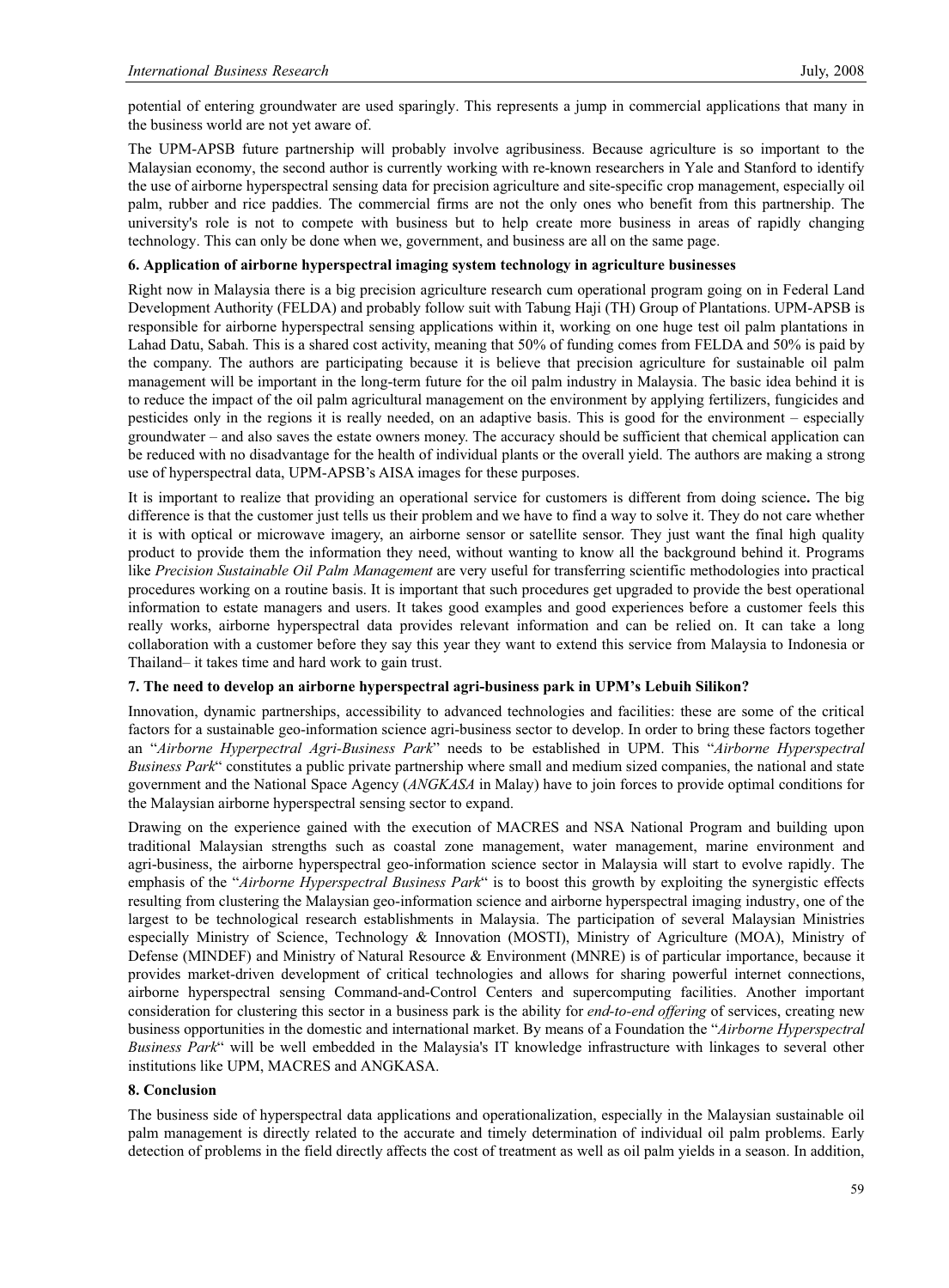potential of entering groundwater are used sparingly. This represents a jump in commercial applications that many in the business world are not yet aware of.

The UPM-APSB future partnership will probably involve agribusiness. Because agriculture is so important to the Malaysian economy, the second author is currently working with re-known researchers in Yale and Stanford to identify the use of airborne hyperspectral sensing data for precision agriculture and site-specific crop management, especially oil palm, rubber and rice paddies. The commercial firms are not the only ones who benefit from this partnership. The university's role is not to compete with business but to help create more business in areas of rapidly changing technology. This can only be done when we, government, and business are all on the same page.

## 6. Application of airborne hyperspectral imaging system technology in agriculture businesses

Right now in Malaysia there is a big precision agriculture research cum operational program going on in Federal Land Development Authority (FELDA) and probably follow suit with Tabung Haji (TH) Group of Plantations. UPM-APSB is responsible for airborne hyperspectral sensing applications within it, working on one huge test oil palm plantations in Lahad Datu, Sabah. This is a shared cost activity, meaning that 50% of funding comes from FELDA and 50% is paid by the company. The authors are participating because it is believe that precision agriculture for sustainable oil palm management will be important in the long-term future for the oil palm industry in Malaysia. The basic idea behind it is to reduce the impact of the oil palm agricultural management on the environment by applying fertilizers, fungicides and pesticides only in the regions it is really needed, on an adaptive basis. This is good for the environment – especially groundwater – and also saves the estate owners money. The accuracy should be sufficient that chemical application can be reduced with no disadvantage for the health of individual plants or the overall yield. The authors are making a strong use of hyperspectral data, UPM-APSB's AISA images for these purposes.

It is important to realize that providing an operational service for customers is different from doing science**.** The big difference is that the customer just tells us their problem and we have to find a way to solve it. They do not care whether it is with optical or microwave imagery, an airborne sensor or satellite sensor. They just want the final high quality product to provide them the information they need, without wanting to know all the background behind it. Programs like *Precision Sustainable Oil Palm Management* are very useful for transferring scientific methodologies into practical procedures working on a routine basis. It is important that such procedures get upgraded to provide the best operational information to estate managers and users. It takes good examples and good experiences before a customer feels this really works, airborne hyperspectral data provides relevant information and can be relied on. It can take a long collaboration with a customer before they say this year they want to extend this service from Malaysia to Indonesia or Thailand– it takes time and hard work to gain trust.

## 7. The need to develop an airborne hyperspectral agri-business park in UPM's Lebuih Silikon?

Innovation, dynamic partnerships, accessibility to advanced technologies and facilities: these are some of the critical factors for a sustainable geo-information science agri-business sector to develop. In order to bring these factors together an "*Airborne Hyperpectral Agri-Business Park*" needs to be established in UPM. This "*Airborne Hyperspectral Business Park*" constitutes a public private partnership where small and medium sized companies, the national and state government and the National Space Agency (*ANGKASA* in Malay) have to join forces to provide optimal conditions for the Malaysian airborne hyperspectral sensing sector to expand.

Drawing on the experience gained with the execution of MACRES and NSA National Program and building upon traditional Malaysian strengths such as coastal zone management, water management, marine environment and agri-business, the airborne hyperspectral geo-information science sector in Malaysia will start to evolve rapidly. The emphasis of the "*Airborne Hyperspectral Business Park*" is to boost this growth by exploiting the synergistic effects resulting from clustering the Malaysian geo-information science and airborne hyperspectral imaging industry, one of the largest to be technological research establishments in Malaysia. The participation of several Malaysian Ministries especially Ministry of Science, Technology & Innovation (MOSTI), Ministry of Agriculture (MOA), Ministry of Defense (MINDEF) and Ministry of Natural Resource & Environment (MNRE) is of particular importance, because it provides market-driven development of critical technologies and allows for sharing powerful internet connections, airborne hyperspectral sensing Command-and-Control Centers and supercomputing facilities. Another important consideration for clustering this sector in a business park is the ability for *end-to-end offering* of services, creating new business opportunities in the domestic and international market. By means of a Foundation the "*Airborne Hyperspectral Business Park*" will be well embedded in the Malaysia's IT knowledge infrastructure with linkages to several other institutions like UPM, MACRES and ANGKASA.

## 8. Conclusion

The business side of hyperspectral data applications and operationalization, especially in the Malaysian sustainable oil palm management is directly related to the accurate and timely determination of individual oil palm problems. Early detection of problems in the field directly affects the cost of treatment as well as oil palm yields in a season. In addition,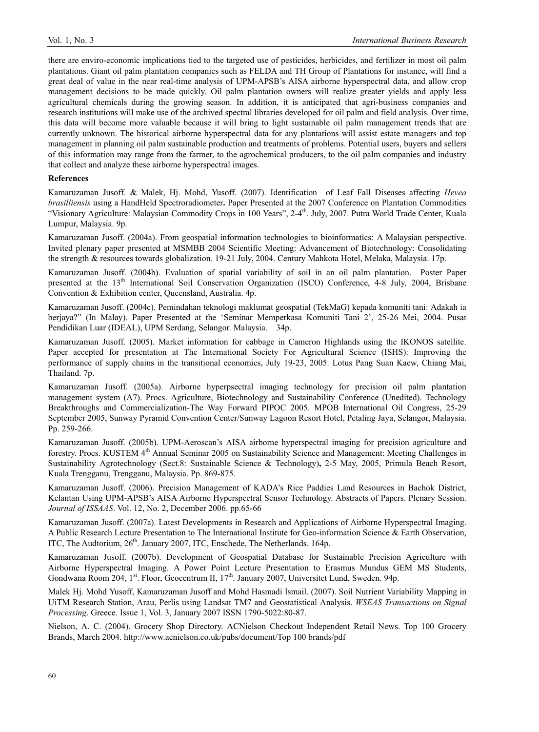there are enviro-economic implications tied to the targeted use of pesticides, herbicides, and fertilizer in most oil palm plantations. Giant oil palm plantation companies such as FELDA and TH Group of Plantations for instance, will find a great deal of value in the near real-time analysis of UPM-APSB's AISA airborne hyperspectral data, and allow crop management decisions to be made quickly. Oil palm plantation owners will realize greater yields and apply less agricultural chemicals during the growing season. In addition, it is anticipated that agri-business companies and research institutions will make use of the archived spectral libraries developed for oil palm and field analysis. Over time, this data will become more valuable because it will bring to light sustainable oil palm management trends that are currently unknown. The historical airborne hyperspectral data for any plantations will assist estate managers and top management in planning oil palm sustainable production and treatments of problems. Potential users, buyers and sellers of this information may range from the farmer, to the agrochemical producers, to the oil palm companies and industry that collect and analyze these airborne hyperspectral images.

**References**

Kamaruzaman Jusoff. & Malek, Hj. Mohd, Yusoff. (2007). Identification of Leaf Fall Diseases affecting *Hevea brasilliensis* using a HandHeld Spectroradiometer**.** Paper Presented at the 2007 Conference on Plantation Commodities "Visionary Agriculture: Malaysian Commodity Crops in 100 Years", 2-4th. July, 2007. Putra World Trade Center, Kuala Lumpur, Malaysia. 9p.

Kamaruzaman Jusoff. (2004a). From geospatial information technologies to bioinformatics: A Malaysian perspective. Invited plenary paper presented at MSMBB 2004 Scientific Meeting: Advancement of Biotechnology: Consolidating the strength & resources towards globalization. 19-21 July, 2004. Century Mahkota Hotel, Melaka, Malaysia. 17p.

Kamaruzaman Jusoff. (2004b). Evaluation of spatial variability of soil in an oil palm plantation. Poster Paper presented at the 13th International Soil Conservation Organization (ISCO) Conference, 4-8 July, 2004, Brisbane Convention & Exhibition center, Queensland, Australia. 4p.

Kamaruzaman Jusoff. (2004c). Pemindahan teknologi maklumat geospatial (TekMaG) kepada komuniti tani: Adakah ia berjaya?" (In Malay). Paper Presented at the 'Seminar Memperkasa Komuniti Tani 2', 25-26 Mei, 2004. Pusat Pendidikan Luar (IDEAL), UPM Serdang, Selangor. Malaysia. 34p.

Kamaruzaman Jusoff. (2005). Market information for cabbage in Cameron Highlands using the IKONOS satellite. Paper accepted for presentation at The International Society For Agricultural Science (ISHS): Improving the performance of supply chains in the transitional economics, July 19-23, 2005. Lotus Pang Suan Kaew, Chiang Mai, Thailand. 7p.

Kamaruzaman Jusoff. (2005a). Airborne hyperpsectral imaging technology for precision oil palm plantation management system (A7). Procs. Agriculture, Biotechnology and Sustainability Conference (Unedited). Technology Breakthroughs and Commercialization-The Way Forward PIPOC 2005. MPOB International Oil Congress, 25-29 September 2005, Sunway Pyramid Convention Center/Sunway Lagoon Resort Hotel, Petaling Jaya, Selangor, Malaysia. Pp. 259-266.

Kamaruzaman Jusoff. (2005b). UPM-Aeroscan's AISA airborne hyperspectral imaging for precision agriculture and forestry. Procs. KUSTEM 4th Annual Seminar 2005 on Sustainability Science and Management: Meeting Challenges in Sustainability Agrotechnology (Sect.8: Sustainable Science & Technology)**,** 2-5 May, 2005, Primula Beach Resort, Kuala Trengganu, Trengganu, Malaysia. Pp. 869-875.

Kamaruzaman Jusoff. (2006). Precision Management of KADA's Rice Paddies Land Resources in Bachok District, Kelantan Using UPM-APSB's AISA Airborne Hyperspectral Sensor Technology. Abstracts of Papers. Plenary Session. *Journal of ISSAAS*. Vol. 12, No. 2, December 2006. pp.65-66

Kamaruzaman Jusoff. (2007a). Latest Developments in Research and Applications of Airborne Hyperspectral Imaging. A Public Research Lecture Presentation to The International Institute for Geo-information Science & Earth Observation, ITC, The Audtorium, 26th. January 2007, ITC, Enschede, The Netherlands. 164p.

Kamaruzaman Jusoff. (2007b). Development of Geospatial Database for Sustainable Precision Agriculture with Airborne Hyperspectral Imaging. A Power Point Lecture Presentation to Erasmus Mundus GEM MS Students, Gondwana Room 204, 1st. Floor, Geocentrum II, 17th. January 2007, Universitet Lund, Sweden. 94p.

Malek Hj. Mohd Yusoff, Kamaruzaman Jusoff and Mohd Hasmadi Ismail. (2007). Soil Nutrient Variability Mapping in UiTM Research Station, Arau, Perlis using Landsat TM7 and Geostatistical Analysis. *WSEAS Transactions on Signal Processing*. Greece. Issue 1, Vol. 3, January 2007 ISSN 1790-5022:80-87.

Nielson, A. C. (2004). Grocery Shop Directory. ACNielson Checkout Independent Retail News. Top 100 Grocery Brands, March 2004. http://www.acnielson.co.uk/pubs/document/Top 100 brands/pdf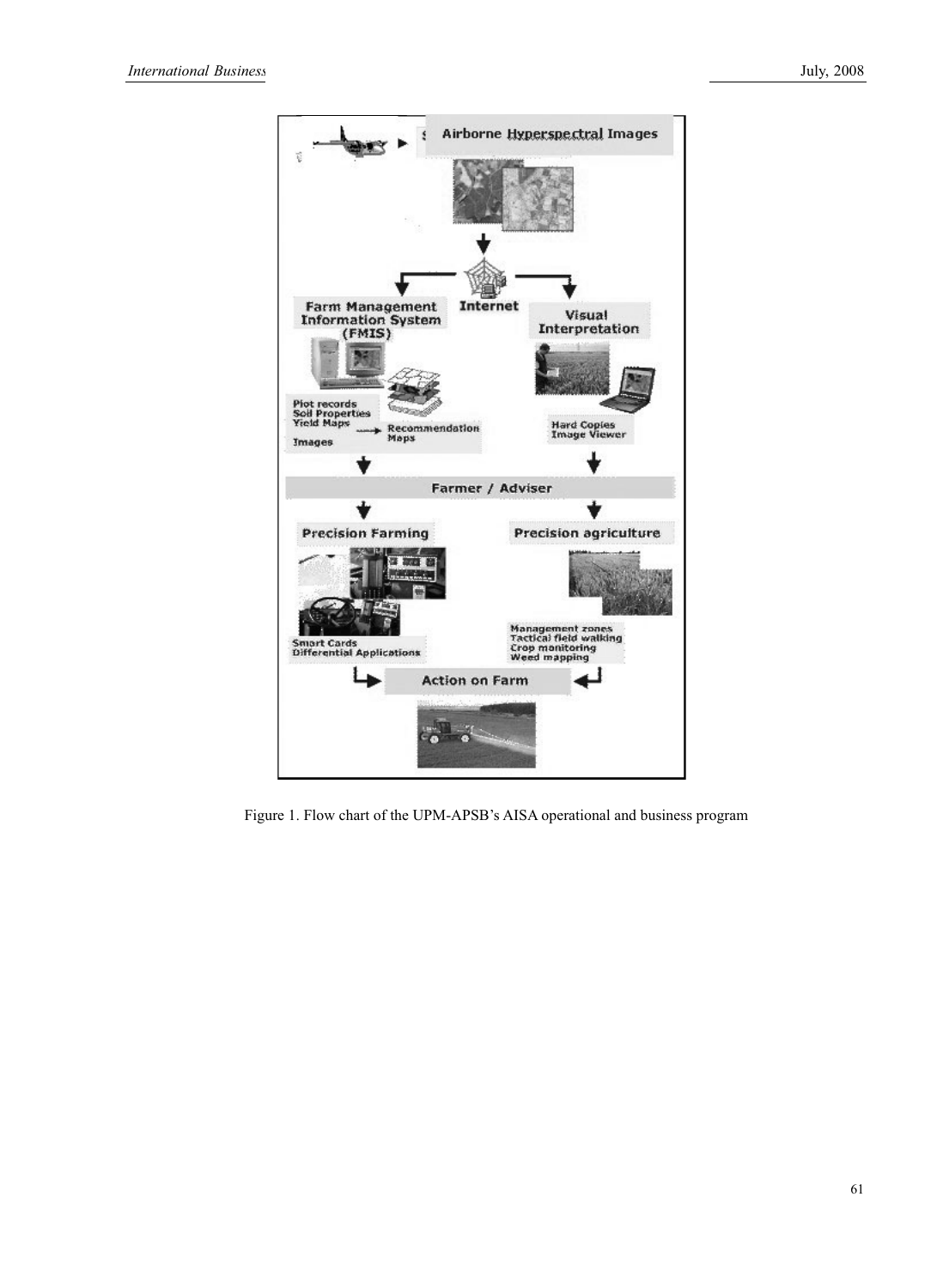Figure 1. Flow chart of the UPM-APSB's AISA operational and business program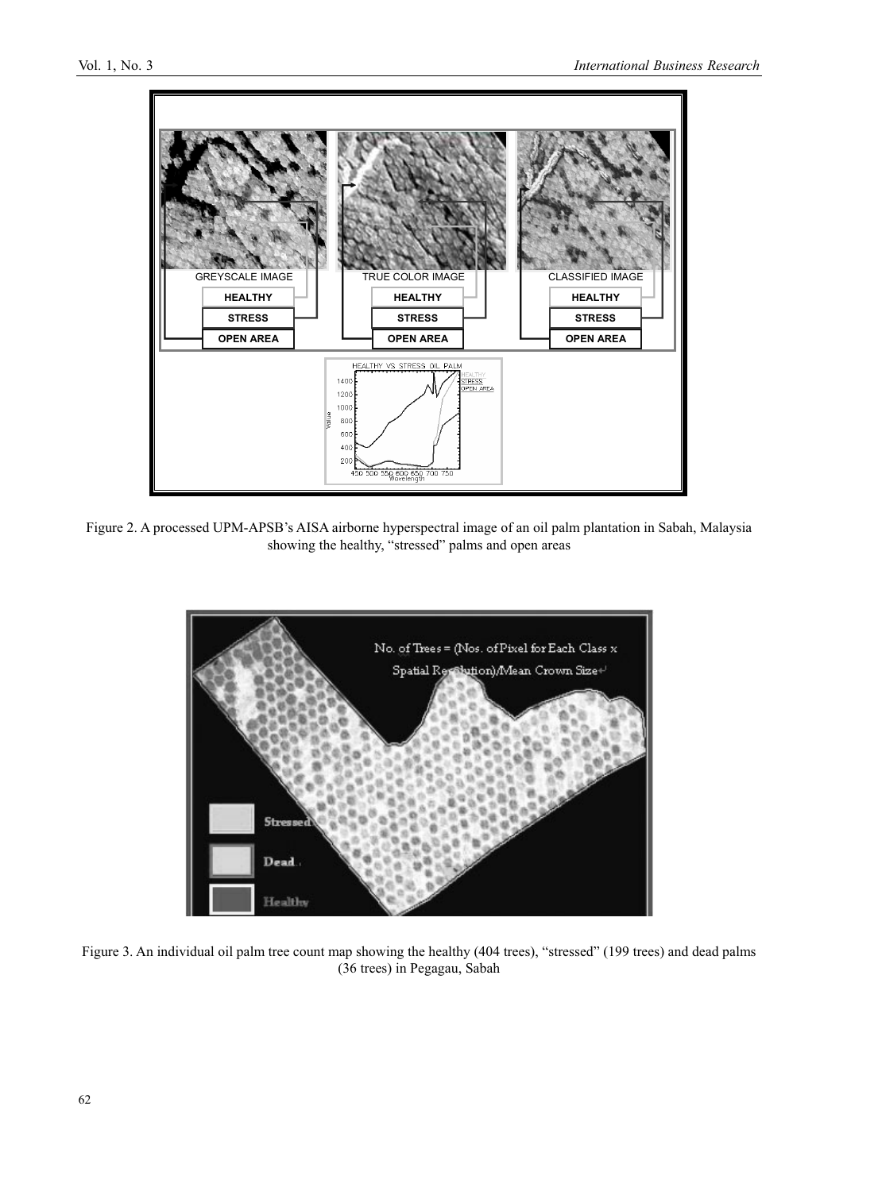GREYSCALE IMAGE

HEALTHY

STRESS

OPEN AREA

TRUE COLOR IMAGE

HEALTHY

STRESS

OPEN AREA

CLASSIFIED IMAGE

HEALTHY

STRESS

OPEN AREA

HEALTHY VS STRESS OIL PALM

HEALTHY
STRESS
OPEN AREA

Value

1400
1200
1000
800
600
400
200

450 500 550 600 650 700 750
Wavelength

Figure 2. A processed UPM-APSB's AISA airborne hyperspectral image of an oil palm plantation in Sabah, Malaysia showing the healthy, "stressed" palms and open areas

No. of Trees = (Nos. of Pixel for Each Class x Spatial Resolution)/Mean Crown Size

Stressed

Dead

Healthy

Figure 3. An individual oil palm tree count map showing the healthy (404 trees), "stressed" (199 trees) and dead palms (36 trees) in Pegagau, Sabah